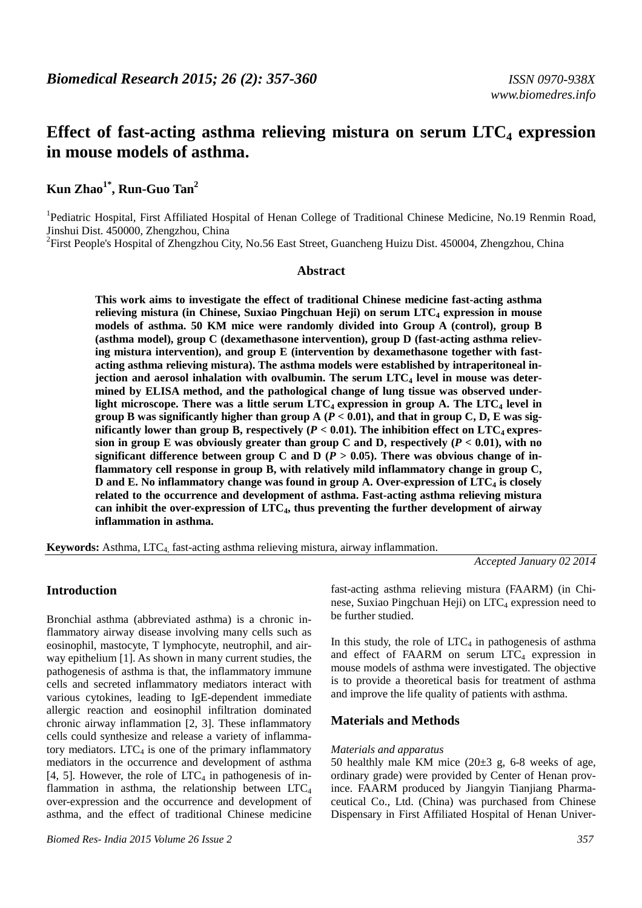# Effect of fast-acting asthma relieving mistura on serum $LTC_4$ expression in mouse models of asthma.

**Kun Zhao[1*], Run-Guo Tan[2]**

[1]Pediatric Hospital, First Affiliated Hospital of Henan College of Traditional Chinese Medicine, No.19 Renmin Road, Jinshui Dist. 450000, Zhengzhou, China

[2]First People's Hospital of Zhengzhou City, No.56 East Street, Guancheng Huizu Dist. 450004, Zhengzhou, China

## Abstract

**This work aims to investigate the effect of traditional Chinese medicine fast-acting asthma relieving mistura (in Chinese, Suxiao Pingchuan Heji) on serum $LTC_4$ expression in mouse models of asthma. 50 KM mice were randomly divided into Group A (control), group B (asthma model), group C (dexamethasone intervention), group D (fast-acting asthma relieving mistura intervention), and group E (intervention by dexamethasone together with fast-acting asthma relieving mistura). The asthma models were established by intraperitoneal injection and aerosol inhalation with ovalbumin. The serum $LTC_4$ level in mouse was determined by ELISA method, and the pathological change of lung tissue was observed under light microscope. There was a little serum $LTC_4$ expression in group A. The $LTC_4$ level in group B was significantly higher than group A ($P < 0.01$), and that in group C, D, E was significantly lower than group B, respectively ($P < 0.01$). The inhibition effect on $LTC_4$ expression in group E was obviously greater than group C and D, respectively ($P < 0.01$), with no significant difference between group C and D ($P > 0.05$). There was obvious change of inflammatory cell response in group B, with relatively mild inflammatory change in group C, D and E. No inflammatory change was found in group A. Over-expression of $LTC_4$ is closely related to the occurrence and development of asthma. Fast-acting asthma relieving mistura can inhibit the over-expression of $LTC_4$, thus preventing the further development of airway inflammation in asthma.**

**Keywords:** Asthma, $LTC_4$, fast-acting asthma relieving mistura, airway inflammation.

*Accepted January 02 2014*

## Introduction

Bronchial asthma (abbreviated asthma) is a chronic inflammatory airway disease involving many cells such as eosinophil, mastocyte, T lymphocyte, neutrophil, and airway epithelium [1]. As shown in many current studies, the pathogenesis of asthma is that, the inflammatory immune cells and secreted inflammatory mediators interact with various cytokines, leading to IgE-dependent immediate allergic reaction and eosinophil infiltration dominated chronic airway inflammation [2, 3]. These inflammatory cells could synthesize and release a variety of inflammatory mediators. $LTC_4$ is one of the primary inflammatory mediators in the occurrence and development of asthma [4, 5]. However, the role of $LTC_4$ in pathogenesis of inflammation in asthma, the relationship between $LTC_4$ over-expression and the occurrence and development of asthma, and the effect of traditional Chinese medicine fast-acting asthma relieving mistura (FAARM) (in Chinese, Suxiao Pingchuan Heji) on $LTC_4$ expression need to be further studied.

In this study, the role of $LTC_4$ in pathogenesis of asthma and effect of FAARM on serum $LTC_4$ expression in mouse models of asthma were investigated. The objective is to provide a theoretical basis for treatment of asthma and improve the life quality of patients with asthma.

## Materials and Methods

*Materials and apparatus*

50 healthly male KM mice (20±3 g, 6-8 weeks of age, ordinary grade) were provided by Center of Henan province. FAARM produced by Jiangyin Tianjiang Pharmaceutical Co., Ltd. (China) was purchased from Chinese Dispensary in First Affiliated Hospital of Henan Univer-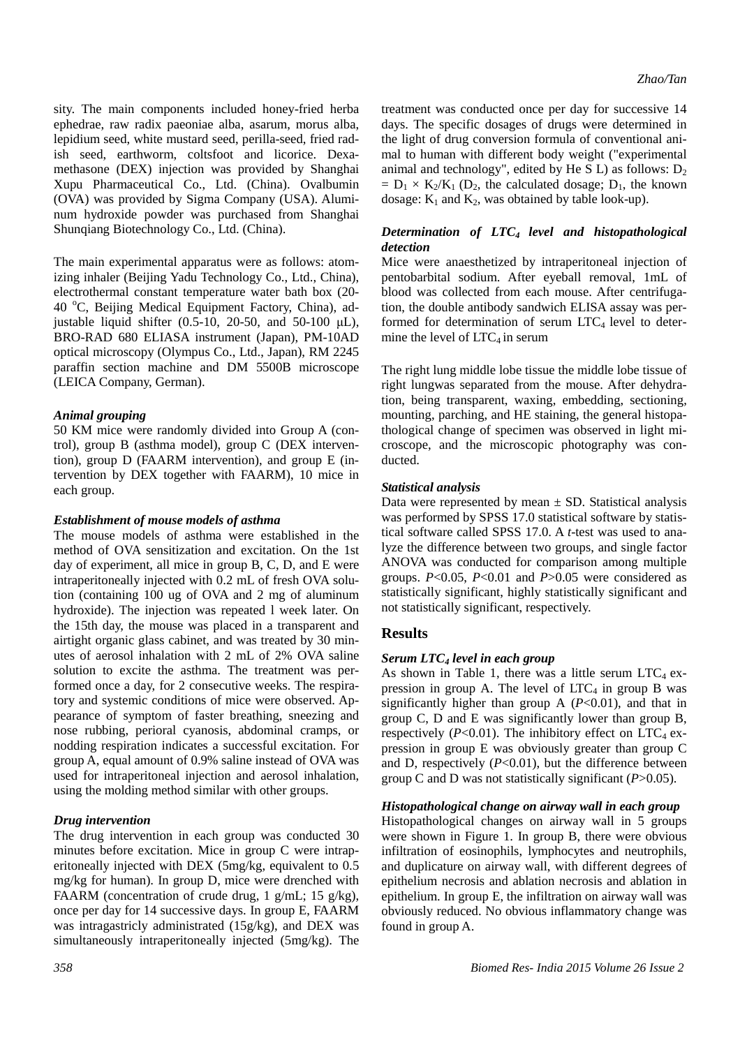sity. The main components included honey-fried herba ephedrae, raw radix paeoniae alba, asarum, morus alba, lepidium seed, white mustard seed, perilla-seed, fried radish seed, earthworm, coltsfoot and licorice. Dexamethasone (DEX) injection was provided by Shanghai Xupu Pharmaceutical Co., Ltd. (China). Ovalbumin (OVA) was provided by Sigma Company (USA). Aluminum hydroxide powder was purchased from Shanghai Shunqiang Biotechnology Co., Ltd. (China).

The main experimental apparatus were as follows: atomizing inhaler (Beijing Yadu Technology Co., Ltd., China), electrothermal constant temperature water bath box (20-40 $^{o}$C, Beijing Medical Equipment Factory, China), adjustable liquid shifter (0.5-10, 20-50, and 50-100 μL), BRO-RAD 680 ELIASA instrument (Japan), PM-10AD optical microscopy (Olympus Co., Ltd., Japan), RM 2245 paraffin section machine and DM 5500B microscope (LEICA Company, German).

### *Animal grouping*

50 KM mice were randomly divided into Group A (control), group B (asthma model), group C (DEX intervention), group D (FAARM intervention), and group E (intervention by DEX together with FAARM), 10 mice in each group.

### *Establishment of mouse models of asthma*

The mouse models of asthma were established in the method of OVA sensitization and excitation. On the 1st day of experiment, all mice in group B, C, D, and E were intraperitoneally injected with 0.2 mL of fresh OVA solution (containing 100 ug of OVA and 2 mg of aluminum hydroxide). The injection was repeated l week later. On the 15th day, the mouse was placed in a transparent and airtight organic glass cabinet, and was treated by 30 minutes of aerosol inhalation with 2 mL of 2% OVA saline solution to excite the asthma. The treatment was performed once a day, for 2 consecutive weeks. The respiratory and systemic conditions of mice were observed. Appearance of symptom of faster breathing, sneezing and nose rubbing, perioral cyanosis, abdominal cramps, or nodding respiration indicates a successful excitation. For group A, equal amount of 0.9% saline instead of OVA was used for intraperitoneal injection and aerosol inhalation, using the molding method similar with other groups.

### *Drug intervention*

The drug intervention in each group was conducted 30 minutes before excitation. Mice in group C were intraperitoneally injected with DEX (5mg/kg, equivalent to 0.5 mg/kg for human). In group D, mice were drenched with FAARM (concentration of crude drug, 1 g/mL; 15 g/kg), once per day for 14 successive days. In group E, FAARM was intragastricly administrated (15g/kg), and DEX was simultaneously intraperitoneally injected (5mg/kg). The treatment was conducted once per day for successive 14 days. The specific dosages of drugs were determined in the light of drug conversion formula of conventional animal to human with different body weight ("experimental animal and technology", edited by He S L) as follows: $D_2 = D_1 \times K_2/K_1$ ($D_2$, the calculated dosage; $D_1$, the known dosage: $K_1$ and $K_2$, was obtained by table look-up).

### *Determination of $LTC_4$ level and histopathological detection*

Mice were anaesthetized by intraperitoneal injection of pentobarbital sodium. After eyeball removal, 1mL of blood was collected from each mouse. After centrifugation, the double antibody sandwich ELISA assay was performed for determination of serum $LTC_4$ level to determine the level of $LTC_4$ in serum

The right lung middle lobe tissue the middle lobe tissue of right lungwas separated from the mouse. After dehydration, being transparent, waxing, embedding, sectioning, mounting, parching, and HE staining, the general histopathological change of specimen was observed in light microscope, and the microscopic photography was conducted.

### *Statistical analysis*

Data were represented by mean ± SD. Statistical analysis was performed by SPSS 17.0 statistical software by statistical software called SPSS 17.0. A *t*-test was used to analyze the difference between two groups, and single factor ANOVA was conducted for comparison among multiple groups. $P<0.05$, $P<0.01$ and $P>0.05$ were considered as statistically significant, highly statistically significant and not statistically significant, respectively.

## Results

### *Serum $LTC_4$ level in each group*

As shown in Table 1, there was a little serum $LTC_4$ expression in group A. The level of $LTC_4$ in group B was significantly higher than group A ($P<0.01$), and that in group C, D and E was significantly lower than group B, respectively ($P<0.01$). The inhibitory effect on $LTC_4$ expression in group E was obviously greater than group C and D, respectively ($P<0.01$), but the difference between group C and D was not statistically significant ($P>0.05$).

### *Histopathological change on airway wall in each group*

Histopathological changes on airway wall in 5 groups were shown in Figure 1. In group B, there were obvious infiltration of eosinophils, lymphocytes and neutrophils, and duplicature on airway wall, with different degrees of epithelium necrosis and ablation necrosis and ablation in epithelium. In group E, the infiltration on airway wall was obviously reduced. No obvious inflammatory change was found in group A.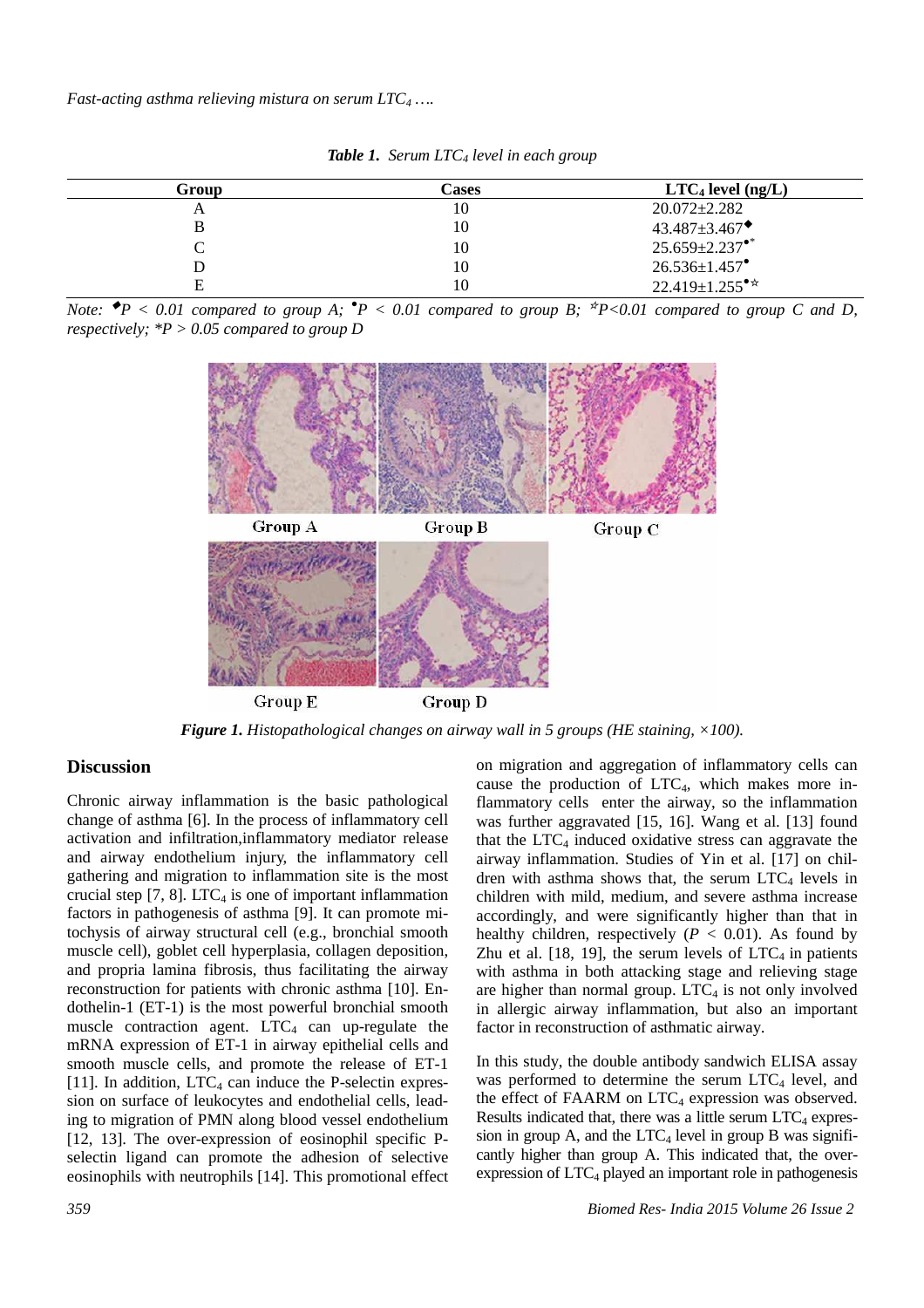*Table 1. Serum $LTC_4$ level in each group*

| Group | Cases | $LTC_4$ level (ng/L) |
|---|---|---|
| A | 10 | 20.072±2.282 |
| B | 10 | 43.487±3.467◆ |
| C | 10 | 25.659±2.237●* |
| D | 10 | 26.536±1.457● |
| E | 10 | 22.419±1.255●☆ |

*Note: ◆P < 0.01 compared to group A; ●P < 0.01 compared to group B; ☆P<0.01 compared to group C and D, respectively; *P > 0.05 compared to group D*

*Figure 1. Histopathological changes on airway wall in 5 groups (HE staining, ×100).*

## Discussion

Chronic airway inflammation is the basic pathological change of asthma [6]. In the process of inflammatory cell activation and infiltration,inflammatory mediator release and airway endothelium injury, the inflammatory cell gathering and migration to inflammation site is the most crucial step [7, 8]. $LTC_4$ is one of important inflammation factors in pathogenesis of asthma [9]. It can promote mitochysis of airway structural cell (e.g., bronchial smooth muscle cell), goblet cell hyperplasia, collagen deposition, and propria lamina fibrosis, thus facilitating the airway reconstruction for patients with chronic asthma [10]. Endothelin-1 (ET-1) is the most powerful bronchial smooth muscle contraction agent. $LTC_4$ can up-regulate the mRNA expression of ET-1 in airway epithelial cells and smooth muscle cells, and promote the release of ET-1 [11]. In addition, $LTC_4$ can induce the P-selectin expression on surface of leukocytes and endothelial cells, leading to migration of PMN along blood vessel endothelium [12, 13]. The over-expression of eosinophil specific P-selectin ligand can promote the adhesion of selective eosinophils with neutrophils [14]. This promotional effect on migration and aggregation of inflammatory cells can cause the production of $LTC_4$, which makes more inflammatory cells enter the airway, so the inflammation was further aggravated [15, 16]. Wang et al. [13] found that the $LTC_4$ induced oxidative stress can aggravate the airway inflammation. Studies of Yin et al. [17] on children with asthma shows that, the serum $LTC_4$ levels in children with mild, medium, and severe asthma increase accordingly, and were significantly higher than that in healthy children, respectively ($P < 0.01$). As found by Zhu et al. [18, 19], the serum levels of $LTC_4$ in patients with asthma in both attacking stage and relieving stage are higher than normal group. $LTC_4$ is not only involved in allergic airway inflammation, but also an important factor in reconstruction of asthmatic airway.

In this study, the double antibody sandwich ELISA assay was performed to determine the serum $LTC_4$ level, and the effect of FAARM on $LTC_4$ expression was observed. Results indicated that, there was a little serum $LTC_4$ expression in group A, and the $LTC_4$ level in group B was significantly higher than group A. This indicated that, the over-expression of $LTC_4$ played an important role in pathogenesis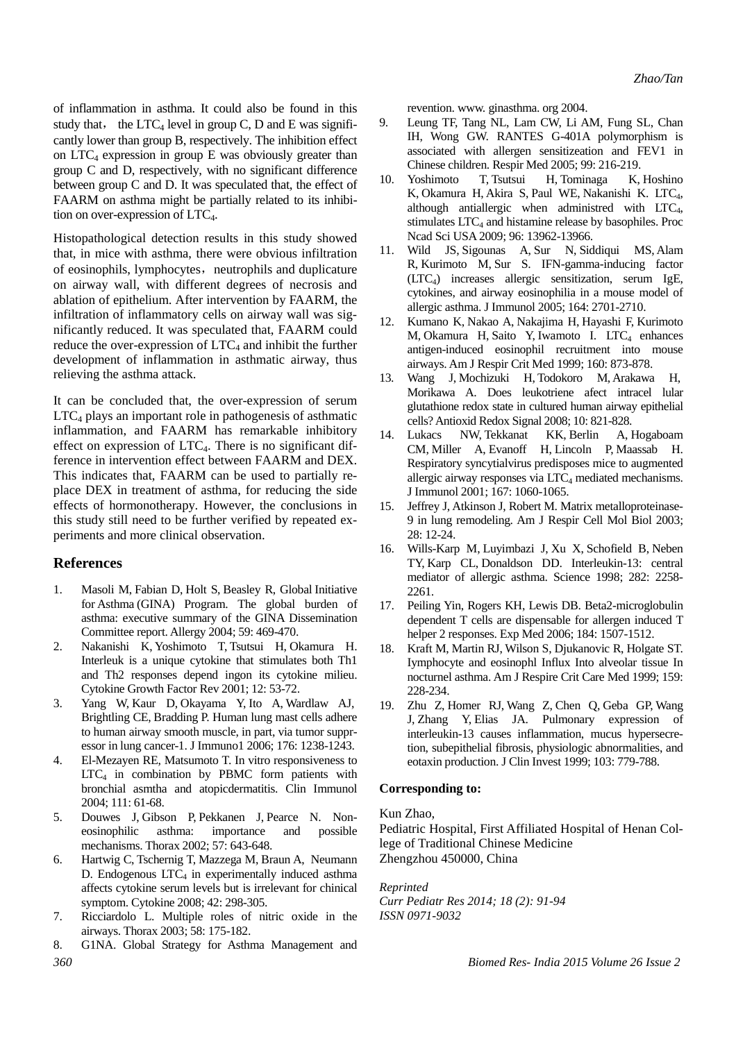of inflammation in asthma. It could also be found in this study that, the $LTC_4$ level in group C, D and E was significantly lower than group B, respectively. The inhibition effect on $LTC_4$ expression in group E was obviously greater than group C and D, respectively, with no significant difference between group C and D. It was speculated that, the effect of FAARM on asthma might be partially related to its inhibition on over-expression of $LTC_4$.

Histopathological detection results in this study showed that, in mice with asthma, there were obvious infiltration of eosinophils, lymphocytes, neutrophils and duplicature on airway wall, with different degrees of necrosis and ablation of epithelium. After intervention by FAARM, the infiltration of inflammatory cells on airway wall was significantly reduced. It was speculated that, FAARM could reduce the over-expression of $LTC_4$ and inhibit the further development of inflammation in asthmatic airway, thus relieving the asthma attack.

It can be concluded that, the over-expression of serum $LTC_4$ plays an important role in pathogenesis of asthmatic inflammation, and FAARM has remarkable inhibitory effect on expression of $LTC_4$. There is no significant difference in intervention effect between FAARM and DEX. This indicates that, FAARM can be used to partially replace DEX in treatment of asthma, for reducing the side effects of hormonotherapy. However, the conclusions in this study still need to be further verified by repeated experiments and more clinical observation.

## References

1. Masoli M, Fabian D, Holt S, Beasley R, Global Initiative for Asthma (GINA) Program. The global burden of asthma: executive summary of the GINA Dissemination Committee report. Allergy 2004; 59: 469-470.
2. Nakanishi K, Yoshimoto T, Tsutsui H, Okamura H. Interleuk is a unique cytokine that stimulates both Th1 and Th2 responses depend ingon its cytokine milieu. Cytokine Growth Factor Rev 2001; 12: 53-72.
3. Yang W, Kaur D, Okayama Y, Ito A, Wardlaw AJ, Brightling CE, Bradding P. Human lung mast cells adhere to human airway smooth muscle, in part, via tumor supprressor in lung cancer-1. J Immuno1 2006; 176: 1238-1243.
4. El-Mezayen RE, Matsumoto T. In vitro responsiveness to $LTC_4$ in combination by PBMC form patients with bronchial asmtha and atopicdermatitis. Clin Immunol 2004; 111: 61-68.
5. Douwes J, Gibson P, Pekkanen J, Pearce N. Non-eosinophilic asthma: importance and possible mechanisms. Thorax 2002; 57: 643-648.
6. Hartwig C, Tschernig T, Mazzega M, Braun A, Neumann D. Endogenous $LTC_4$ in experimentally induced asthma affects cytokine serum levels but is irrelevant for chinical symptom. Cytokine 2008; 42: 298-305.
7. Ricciardolo L. Multiple roles of nitric oxide in the airways. Thorax 2003; 58: 175-182.
8. G1NA. Global Strategy for Asthma Management and revention. www. ginasthma. org 2004.
9. Leung TF, Tang NL, Lam CW, Li AM, Fung SL, Chan IH, Wong GW. RANTES G-401A polymorphism is associated with allergen sensitizeation and FEV1 in Chinese children. Respir Med 2005; 99: 216-219.
10. Yoshimoto T, Tsutsui H, Tominaga K, Hoshino K, Okamura H, Akira S, Paul WE, Nakanishi K. $LTC_4$, although antiallergic when administred with $LTC_4$, stimulates $LTC_4$ and histamine release by basophiles. Proc Ncad Sci USA 2009; 96: 13962-13966.
11. Wild JS, Sigounas A, Sur N, Siddiqui MS, Alam R, Kurimoto M, Sur S. IFN-gamma-inducing factor ($LTC_4$) increases allergic sensitization, serum IgE, cytokines, and airway eosinophilia in a mouse model of allergic asthma. J Immunol 2005; 164: 2701-2710.
12. Kumano K, Nakao A, Nakajima H, Hayashi F, Kurimoto M, Okamura H, Saito Y, Iwamoto I. $LTC_4$ enhances antigen-induced eosinophil recruitment into mouse airways. Am J Respir Crit Med 1999; 160: 873-878.
13. Wang J, Mochizuki H, Todokoro M, Arakawa H, Morikawa A. Does leukotriene afect intracel lular glutathione redox state in cultured human airway epithelial cells? Antioxid Redox Signal 2008; 10: 821-828.
14. Lukacs NW, Tekkanat KK, Berlin A, Hogaboam CM, Miller A, Evanoff H, Lincoln P, Maassab H. Respiratory syncytialvirus predisposes mice to augmented allergic airway responses via $LTC_4$ mediated mechanisms. J Immunol 2001; 167: 1060-1065.
15. Jeffrey J, Atkinson J, Robert M. Matrix metalloproteinase-9 in lung remodeling. Am J Respir Cell Mol Biol 2003; 28: 12-24.
16. Wills-Karp M, Luyimbazi J, Xu X, Schofield B, Neben TY, Karp CL, Donaldson DD. Interleukin-13: central mediator of allergic asthma. Science 1998; 282: 2258-2261.
17. Peiling Yin, Rogers KH, Lewis DB. Beta2-microglobulin dependent T cells are dispensable for allergen induced T helper 2 responses. Exp Med 2006; 184: 1507-1512.
18. Kraft M, Martin RJ, Wilson S, Djukanovic R, Holgate ST. Iymphocyte and eosinophl Influx Into alveolar tissue In nocturnel asthma. Am J Respire Crit Care Med 1999; 159: 228-234.
19. Zhu Z, Homer RJ, Wang Z, Chen Q, Geba GP, Wang J, Zhang Y, Elias JA. Pulmonary expression of interleukin-13 causes inflammation, mucus hypersecretion, subepithelial fibrosis, physiologic abnormalities, and eotaxin production. J Clin Invest 1999; 103: 779-788.

**Corresponding to:**

Kun Zhao,
Pediatric Hospital, First Affiliated Hospital of Henan College of Traditional Chinese Medicine
Zhengzhou 450000, China

*Reprinted*
*Curr Pediatr Res 2014; 18 (2): 91-94*
*ISSN 0971-9032*